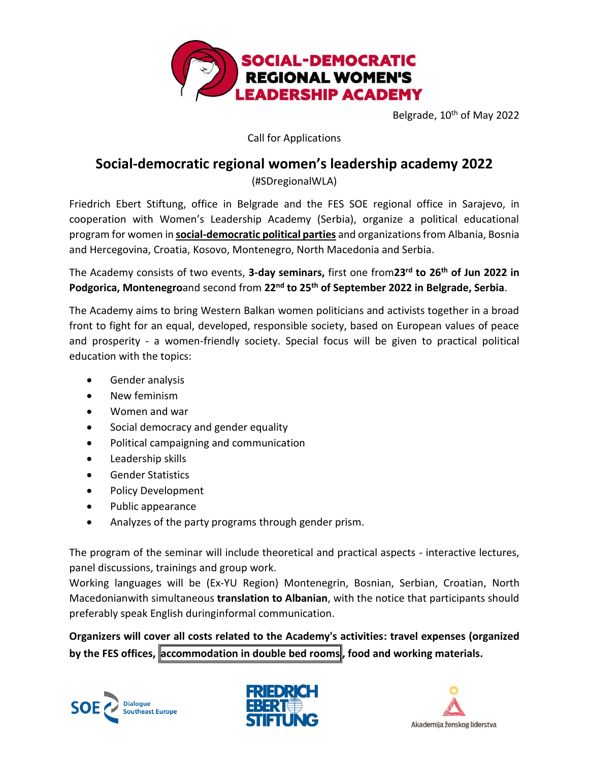SOCIAL-DEMOCRATIC REGIONAL WOMEN'S LEADERSHIP ACADEMY

Belgrade, 10th of May 2022

Call for Applications

# Social-democratic regional women's leadership academy 2022

(#SDregionalWLA)

Friedrich Ebert Stiftung, office in Belgrade and the FES SOE regional office in Sarajevo, in cooperation with Women's Leadership Academy (Serbia), organize a political educational program for women in **social-democratic political parties** and organizations from Albania, Bosnia and Hercegovina, Croatia, Kosovo, Montenegro, North Macedonia and Serbia.

The Academy consists of two events, **3-day seminars,** first one from**23rd to 26th of Jun 2022 in Podgorica, Montenegro**and second from **22nd to 25th of September 2022 in Belgrade, Serbia**.

The Academy aims to bring Western Balkan women politicians and activists together in a broad front to fight for an equal, developed, responsible society, based on European values of peace and prosperity - a women-friendly society. Special focus will be given to practical political education with the topics:

- Gender analysis
- New feminism
- Women and war
- Social democracy and gender equality
- Political campaigning and communication
- Leadership skills
- Gender Statistics
- Policy Development
- Public appearance
- Analyzes of the party programs through gender prism.

The program of the seminar will include theoretical and practical aspects - interactive lectures, panel discussions, trainings and group work.
Working languages will be (Ex-YU Region) Montenegrin, Bosnian, Serbian, Croatian, North Macedonianwith simultaneous **translation to Albanian**, with the notice that participants should preferably speak English duringinformal communication.

**Organizers will cover all costs related to the Academy's activities: travel expenses (organized by the FES offices, accommodation in double bed rooms, food and working materials.**

SOE Dialogue Southeast Europe | FRIEDRICH EBERT STIFTUNG | Akademija ženskog liderstva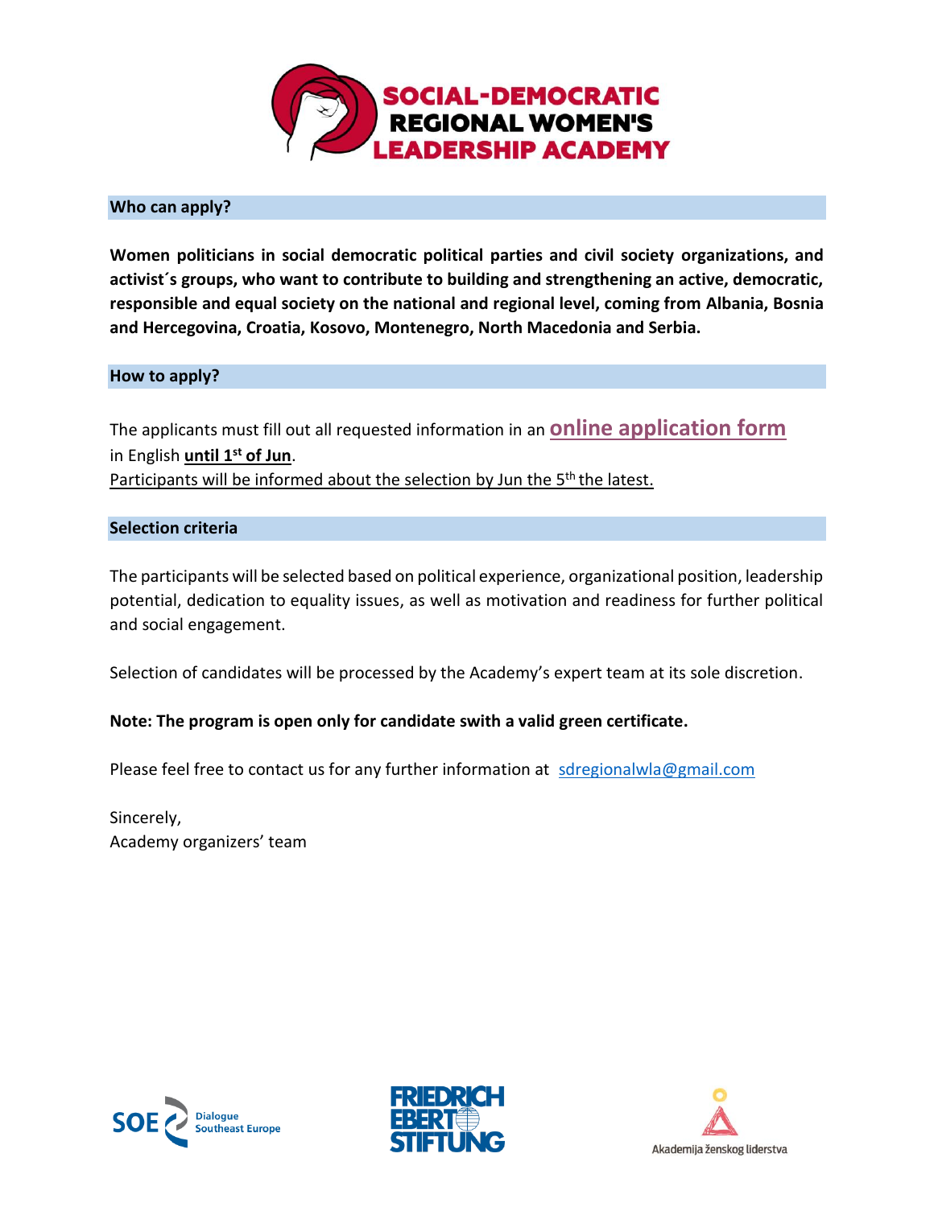**SOCIAL-DEMOCRATIC REGIONAL WOMEN'S LEADERSHIP ACADEMY**

## Who can apply?

**Women politicians in social democratic political parties and civil society organizations, and activist´s groups, who want to contribute to building and strengthening an active, democratic, responsible and equal society on the national and regional level, coming from Albania, Bosnia and Hercegovina, Croatia, Kosovo, Montenegro, North Macedonia and Serbia.**

## How to apply?

The applicants must fill out all requested information in an **online application form** in English **until 1st of Jun**.
Participants will be informed about the selection by Jun the 5th the latest.

## Selection criteria

The participants will be selected based on political experience, organizational position, leadership potential, dedication to equality issues, as well as motivation and readiness for further political and social engagement.

Selection of candidates will be processed by the Academy's expert team at its sole discretion.

**Note: The program is open only for candidate swith a valid green certificate.**

Please feel free to contact us for any further information at sdregionalwla@gmail.com

Sincerely,
Academy organizers' team

SOE Dialogue Southeast Europe

FRIEDRICH EBERT STIFTUNG

Akademija ženskog liderstva